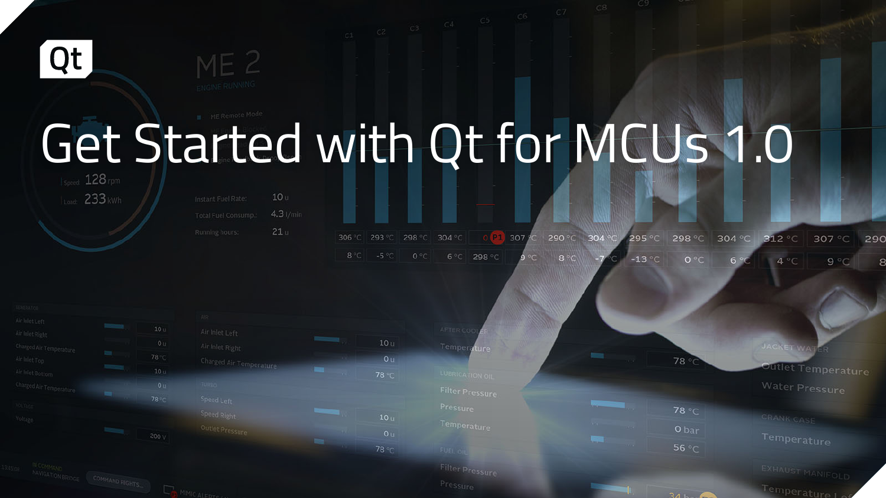# Get Started with Qt for MCUs 1.0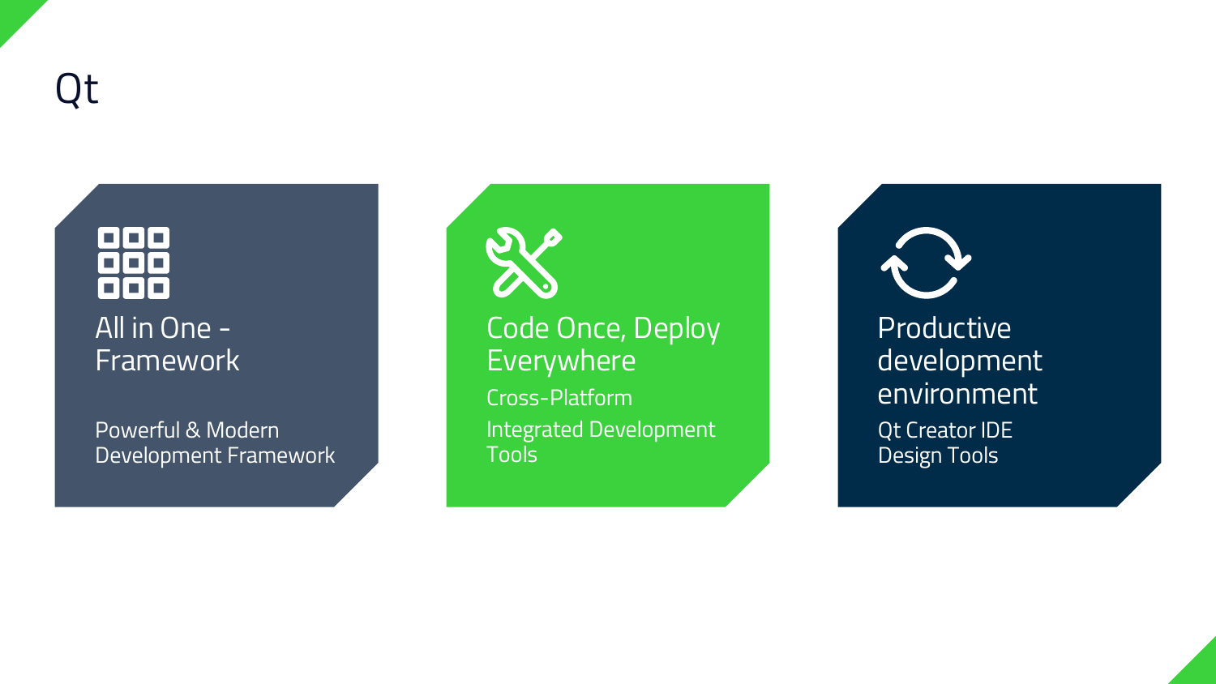# Qt

## All in One - Framework

Powerful & Modern Development Framework

## Code Once, Deploy Everywhere

Cross-Platform

Integrated Development Tools

## Productive development environment

Qt Creator IDE
Design Tools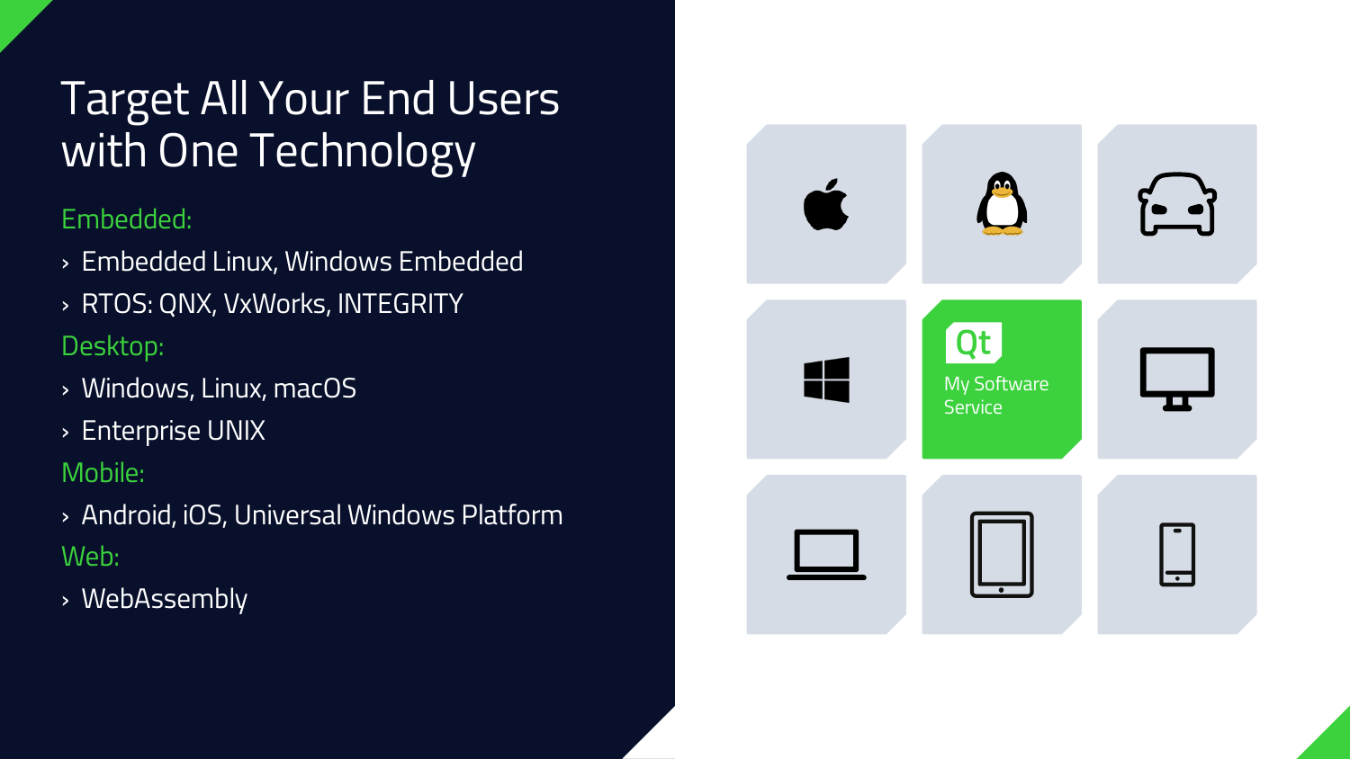# Target All Your End Users with One Technology

**Embedded:**

- Embedded Linux, Windows Embedded
- RTOS: QNX, VxWorks, INTEGRITY

**Desktop:**

- Windows, Linux, macOS
- Enterprise UNIX

**Mobile:**

- Android, iOS, Universal Windows Platform

**Web:**

- WebAssembly

Qt

My Software Service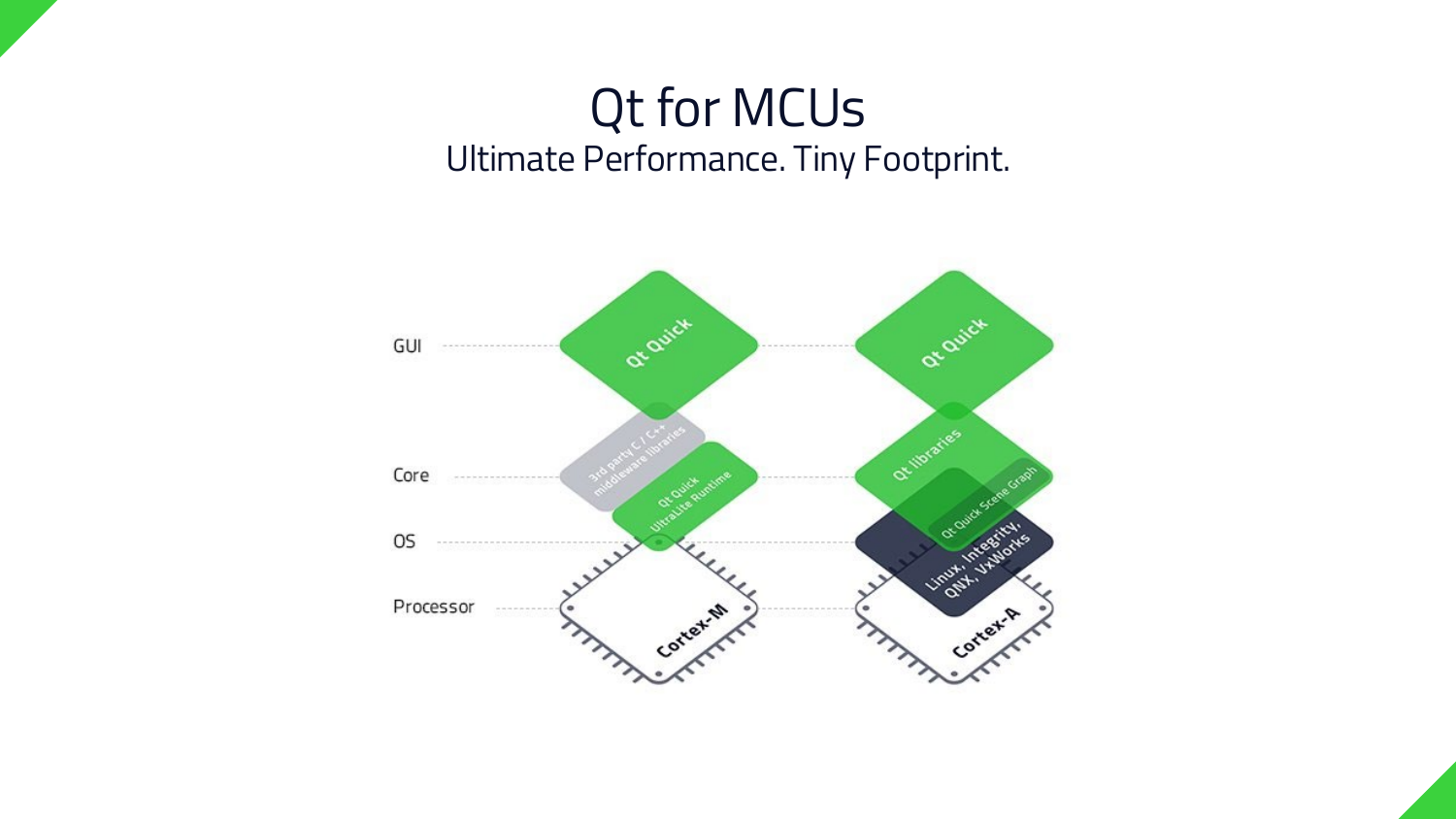# Qt for MCUs

Ultimate Performance. Tiny Footprint.

GUI

Core

OS

Processor

Qt Quick

3rd party C / C++ middleware libraries

Qt Quick Ultralite Runtime

Cortex-M

Qt Quick

Qt libraries

Qt Quick Scene Graph

Linux, Integrity, QNX, VxWorks

Cortex-A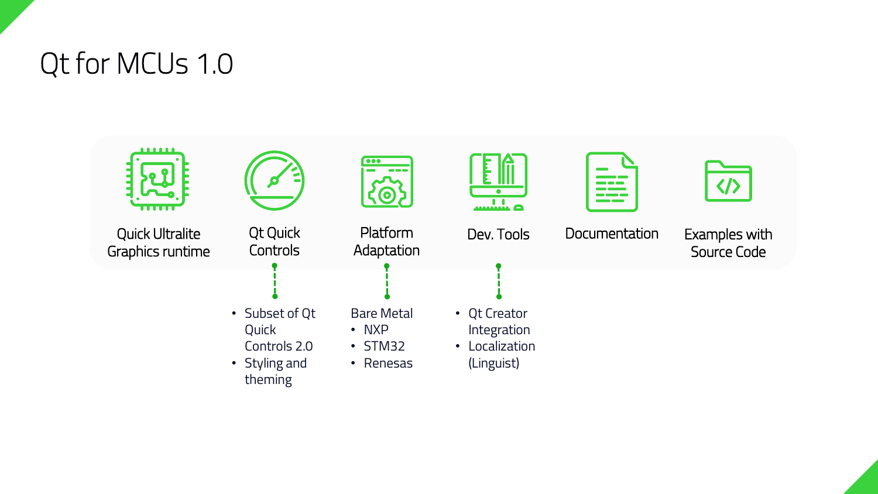# Qt for MCUs 1.0

- Quick Ultralite Graphics runtime
- Qt Quick Controls
  - Subset of Qt Quick Controls 2.0
  - Styling and theming
- Platform Adaptation
  - Bare Metal
    - NXP
    - STM32
    - Renesas
- Dev. Tools
  - Qt Creator Integration
  - Localization (Linguist)
- Documentation
- Examples with Source Code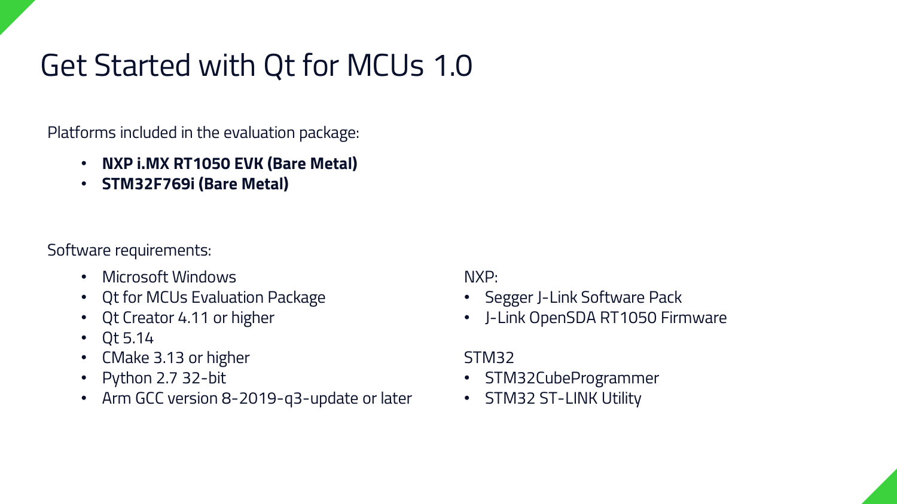# Get Started with Qt for MCUs 1.0

Platforms included in the evaluation package:

- **NXP i.MX RT1050 EVK (Bare Metal)**
- **STM32F769i (Bare Metal)**

Software requirements:

- Microsoft Windows
- Qt for MCUs Evaluation Package
- Qt Creator 4.11 or higher
- Qt 5.14
- CMake 3.13 or higher
- Python 2.7 32-bit
- Arm GCC version 8-2019-q3-update or later

NXP:

- Segger J-Link Software Pack
- J-Link OpenSDA RT1050 Firmware

STM32

- STM32CubeProgrammer
- STM32 ST-LINK Utility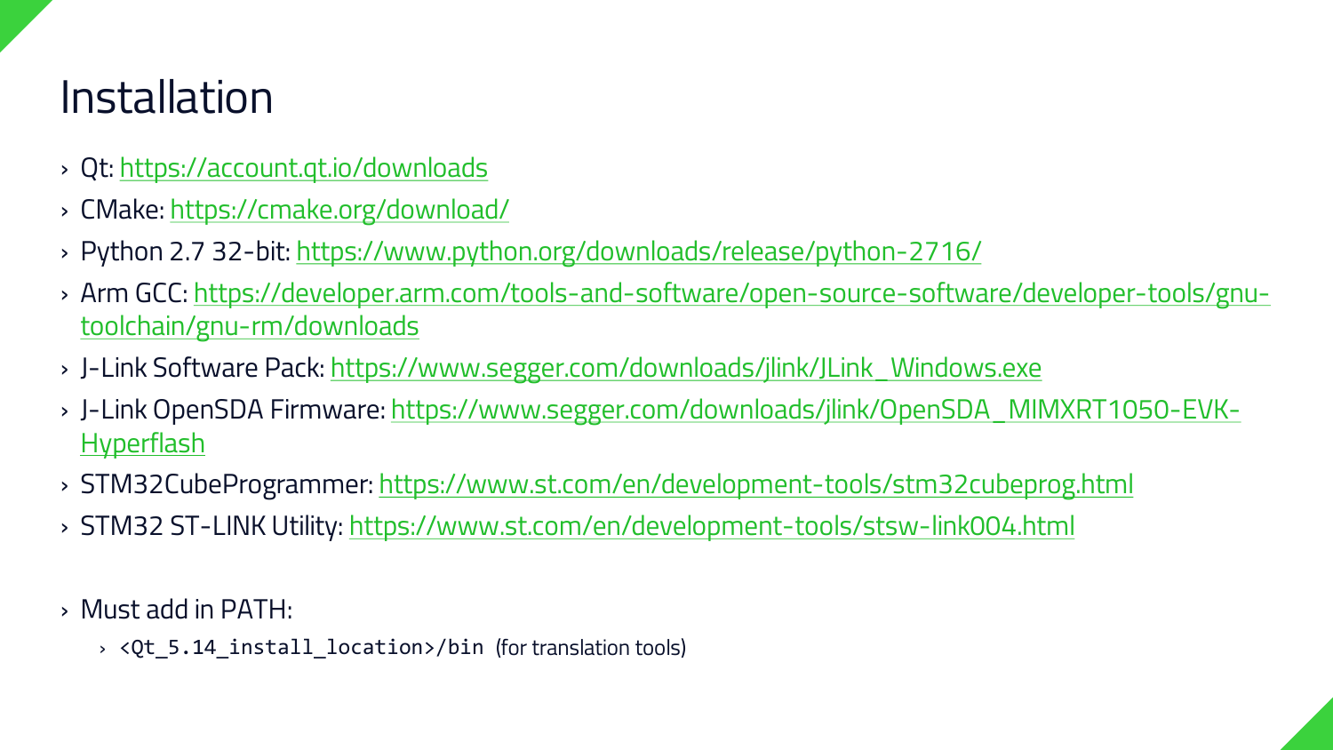# Installation

- Qt: https://account.qt.io/downloads
- CMake: https://cmake.org/download/
- Python 2.7 32-bit: https://www.python.org/downloads/release/python-2716/
- Arm GCC: https://developer.arm.com/tools-and-software/open-source-software/developer-tools/gnu-toolchain/gnu-rm/downloads
- J-Link Software Pack: https://www.segger.com/downloads/jlink/JLink_Windows.exe
- J-Link OpenSDA Firmware: https://www.segger.com/downloads/jlink/OpenSDA_MIMXRT1050-EVK-Hyperflash
- STM32CubeProgrammer: https://www.st.com/en/development-tools/stm32cubeprog.html
- STM32 ST-LINK Utility: https://www.st.com/en/development-tools/stsw-link004.html

- Must add in PATH:
  - `<Qt_5.14_install_location>/bin` (for translation tools)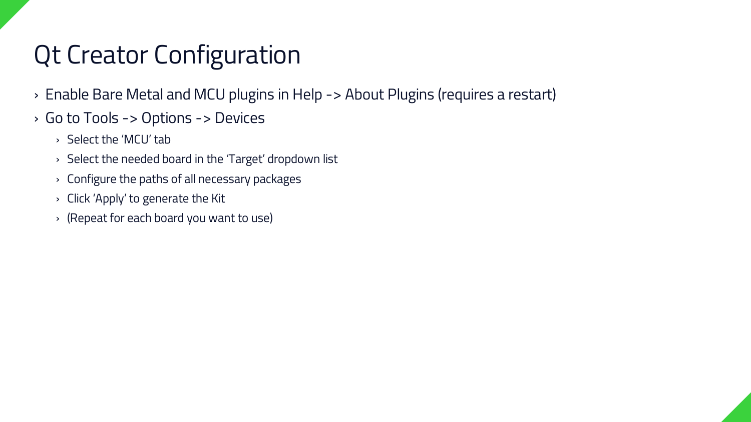# Qt Creator Configuration

- Enable Bare Metal and MCU plugins in Help -> About Plugins (requires a restart)
- Go to Tools -> Options -> Devices
  - Select the 'MCU' tab
  - Select the needed board in the 'Target' dropdown list
  - Configure the paths of all necessary packages
  - Click 'Apply' to generate the Kit
  - (Repeat for each board you want to use)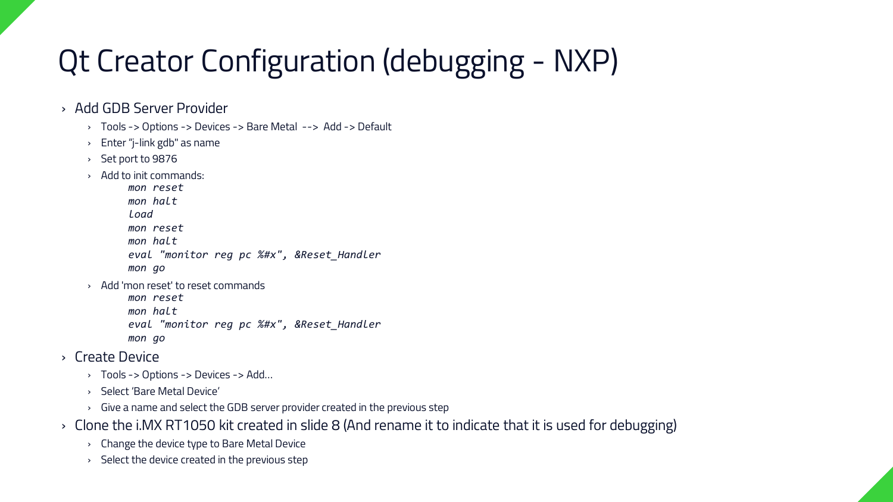# Qt Creator Configuration (debugging - NXP)

- Add GDB Server Provider
  - Tools -> Options -> Devices -> Bare Metal --> Add -> Default
  - Enter "j-link gdb" as name
  - Set port to 9876
  - Add to init commands:

    ```
    mon reset
    mon halt
    load
    mon reset
    mon halt
    eval "monitor reg pc %#x", &Reset_Handler
    mon go
    ```

  - Add 'mon reset' to reset commands

    ```
    mon reset
    mon halt
    eval "monitor reg pc %#x", &Reset_Handler
    mon go
    ```

- Create Device
  - Tools -> Options -> Devices -> Add…
  - Select 'Bare Metal Device'
  - Give a name and select the GDB server provider created in the previous step
- Clone the i.MX RT1050 kit created in slide 8 (And rename it to indicate that it is used for debugging)
  - Change the device type to Bare Metal Device
  - Select the device created in the previous step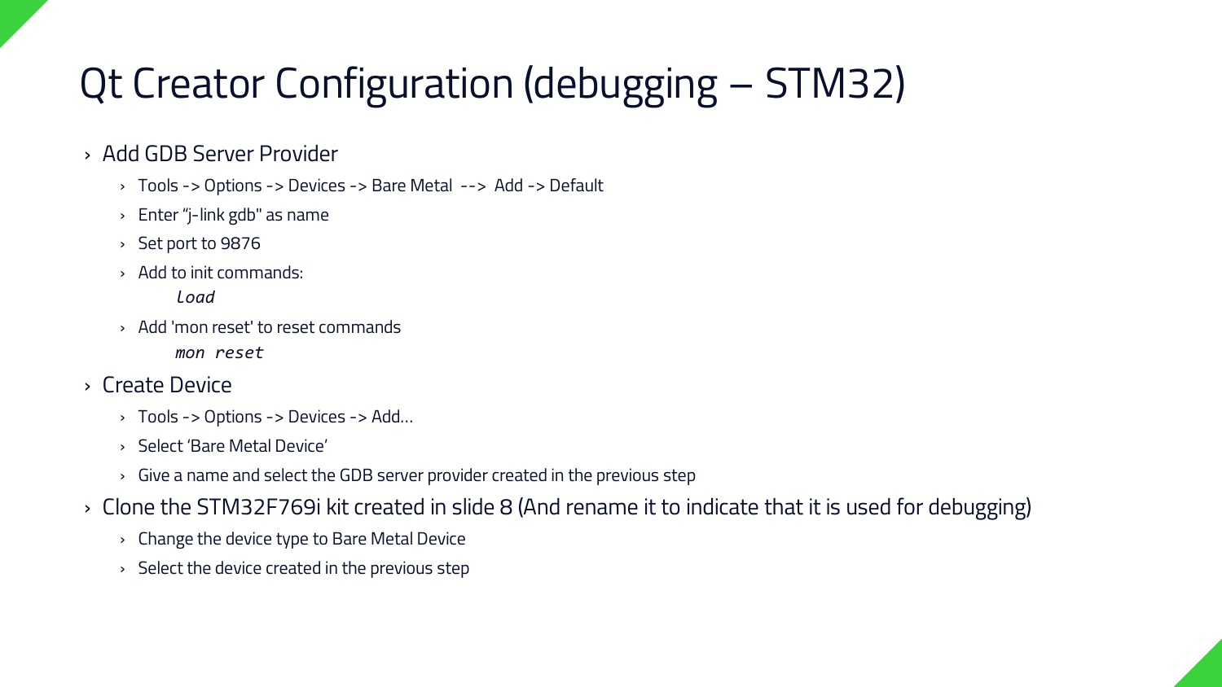# Qt Creator Configuration (debugging – STM32)

- Add GDB Server Provider
  - Tools -> Options -> Devices -> Bare Metal --> Add -> Default
  - Enter "j-link gdb" as name
  - Set port to 9876
  - Add to init commands:

    *load*
  - Add 'mon reset' to reset commands

    *mon reset*
- Create Device
  - Tools -> Options -> Devices -> Add…
  - Select 'Bare Metal Device'
  - Give a name and select the GDB server provider created in the previous step
- Clone the STM32F769i kit created in slide 8 (And rename it to indicate that it is used for debugging)
  - Change the device type to Bare Metal Device
  - Select the device created in the previous step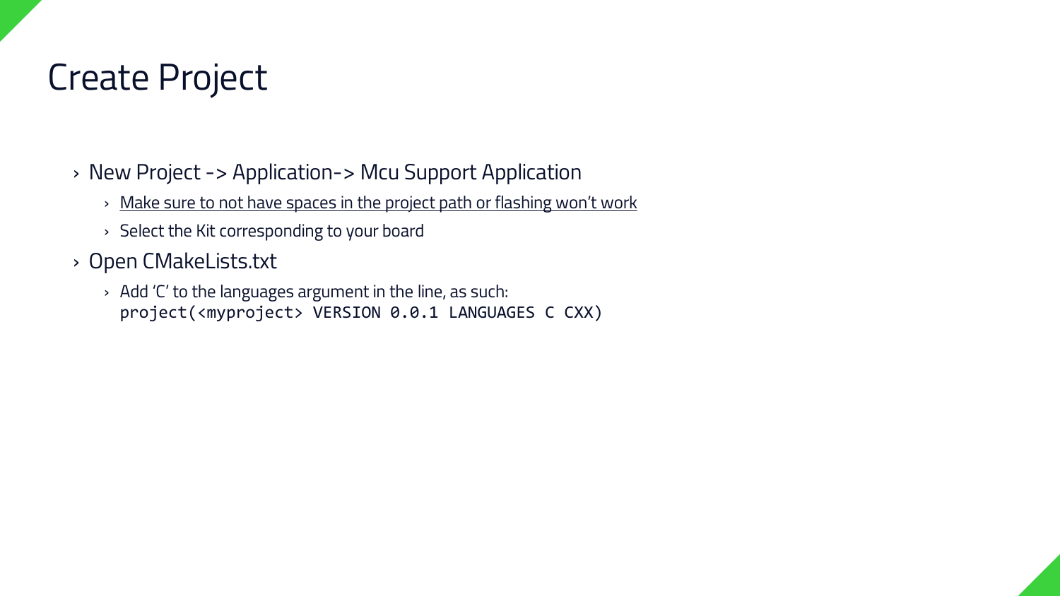# Create Project

- New Project -> Application-> Mcu Support Application
  - <u>Make sure to not have spaces in the project path or flashing won't work</u>
  - Select the Kit corresponding to your board
- Open CMakeLists.txt
  - Add 'C' to the languages argument in the line, as such:
    `project(<myproject> VERSION 0.0.1 LANGUAGES C CXX)`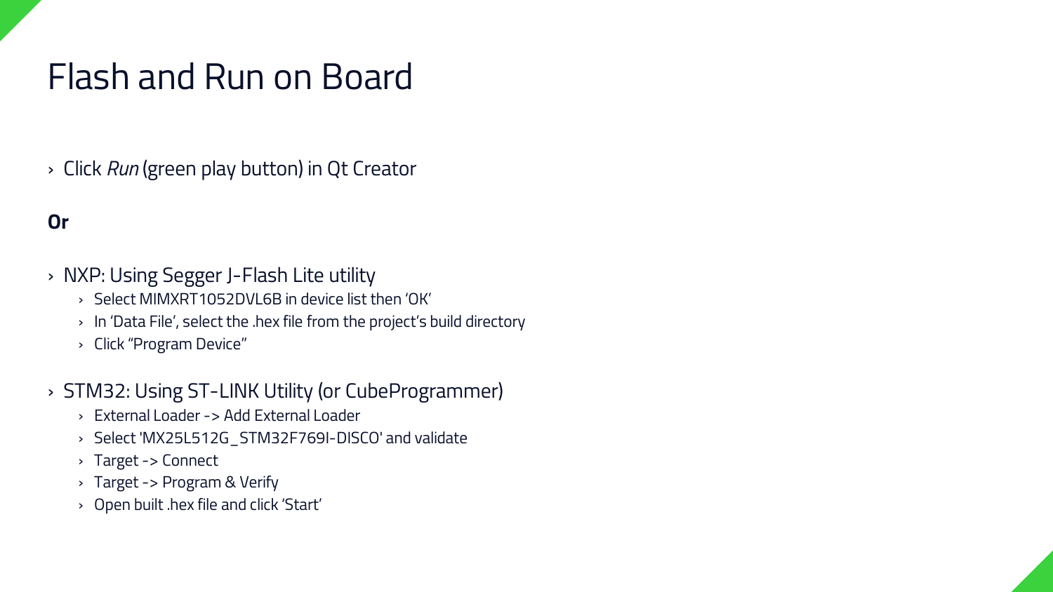# Flash and Run on Board

- Click *Run* (green play button) in Qt Creator

**Or**

- NXP: Using Segger J-Flash Lite utility
  - Select MIMXRT1052DVL6B in device list then 'OK'
  - In 'Data File', select the .hex file from the project's build directory
  - Click "Program Device"
- STM32: Using ST-LINK Utility (or CubeProgrammer)
  - External Loader -> Add External Loader
  - Select 'MX25L512G_STM32F769I-DISCO' and validate
  - Target -> Connect
  - Target -> Program & Verify
  - Open built .hex file and click 'Start'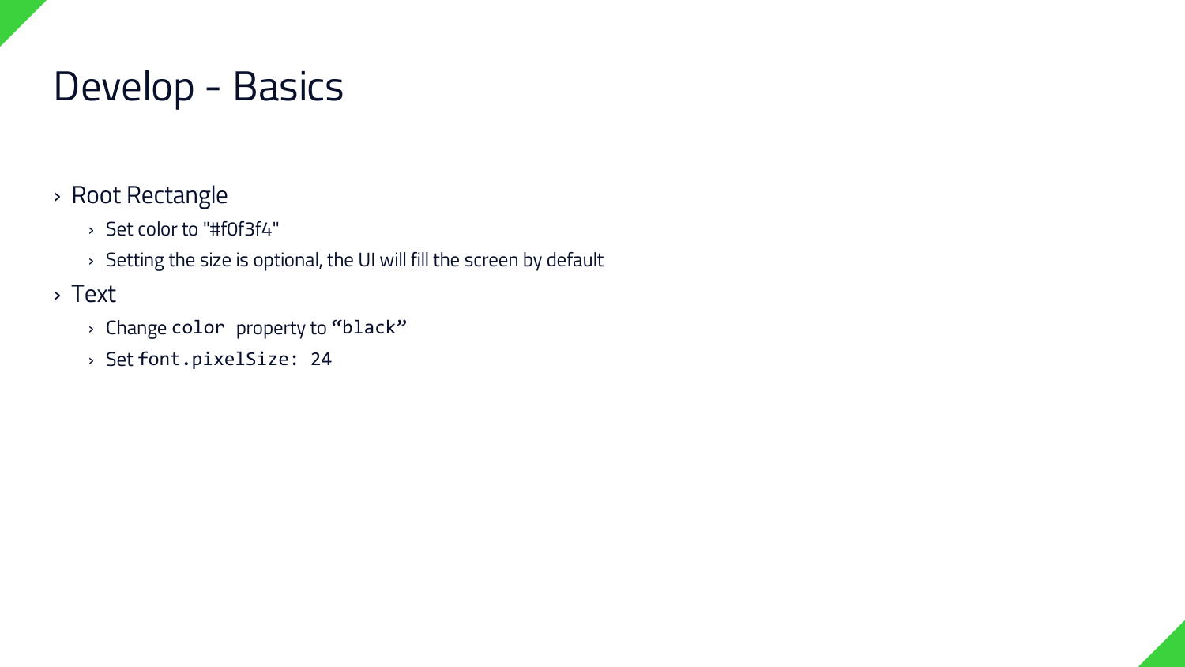# Develop - Basics

- Root Rectangle
  - Set color to "#f0f3f4"
  - Setting the size is optional, the UI will fill the screen by default
- Text
  - Change `color` property to “`black`”
  - Set `font.pixelSize: 24`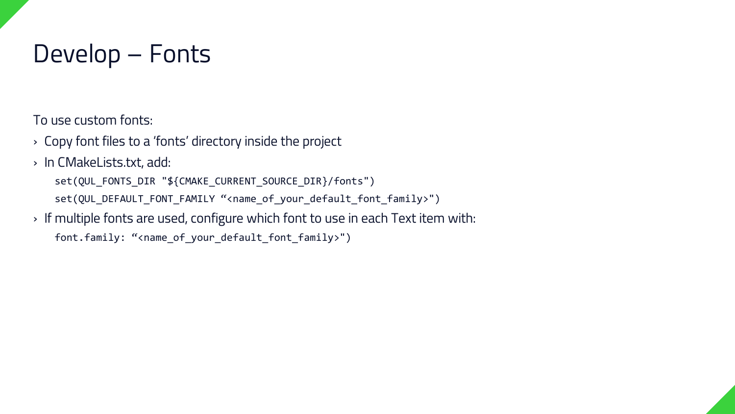# Develop – Fonts

To use custom fonts:

- Copy font files to a ‘fonts’ directory inside the project
- In CMakeLists.txt, add:

```
set(QUL_FONTS_DIR "${CMAKE_CURRENT_SOURCE_DIR}/fonts")
set(QUL_DEFAULT_FONT_FAMILY “<name_of_your_default_font_family>")
```

- If multiple fonts are used, configure which font to use in each Text item with:

```
font.family: “<name_of_your_default_font_family>")
```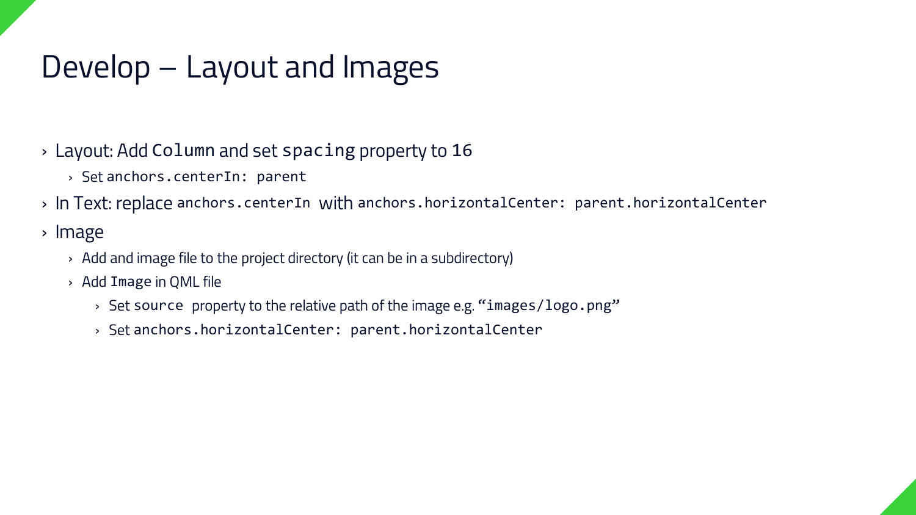# Develop – Layout and Images

- Layout: Add `Column` and set `spacing` property to `16`
  - Set `anchors.centerIn: parent`
- In Text: replace `anchors.centerIn` with `anchors.horizontalCenter: parent.horizontalCenter`
- Image
  - Add and image file to the project directory (it can be in a subdirectory)
  - Add `Image` in QML file
    - Set `source` property to the relative path of the image e.g. “`images/logo.png`”
    - Set `anchors.horizontalCenter: parent.horizontalCenter`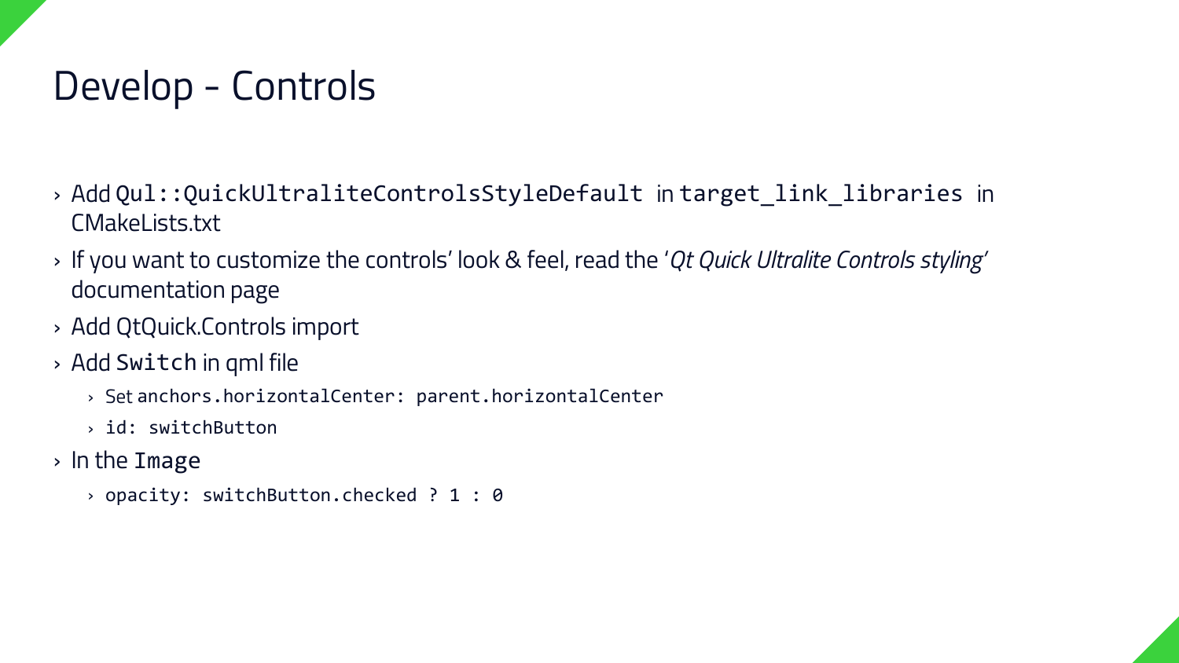# Develop - Controls

- Add `Qul::QuickUltraliteControlsStyleDefault` in `target_link_libraries` in CMakeLists.txt
- If you want to customize the controls' look & feel, read the '*Qt Quick Ultralite Controls styling*' documentation page
- Add QtQuick.Controls import
- Add `Switch` in qml file
  - Set `anchors.horizontalCenter: parent.horizontalCenter`
  - `id: switchButton`
- In the `Image`
  - `opacity: switchButton.checked ? 1 : 0`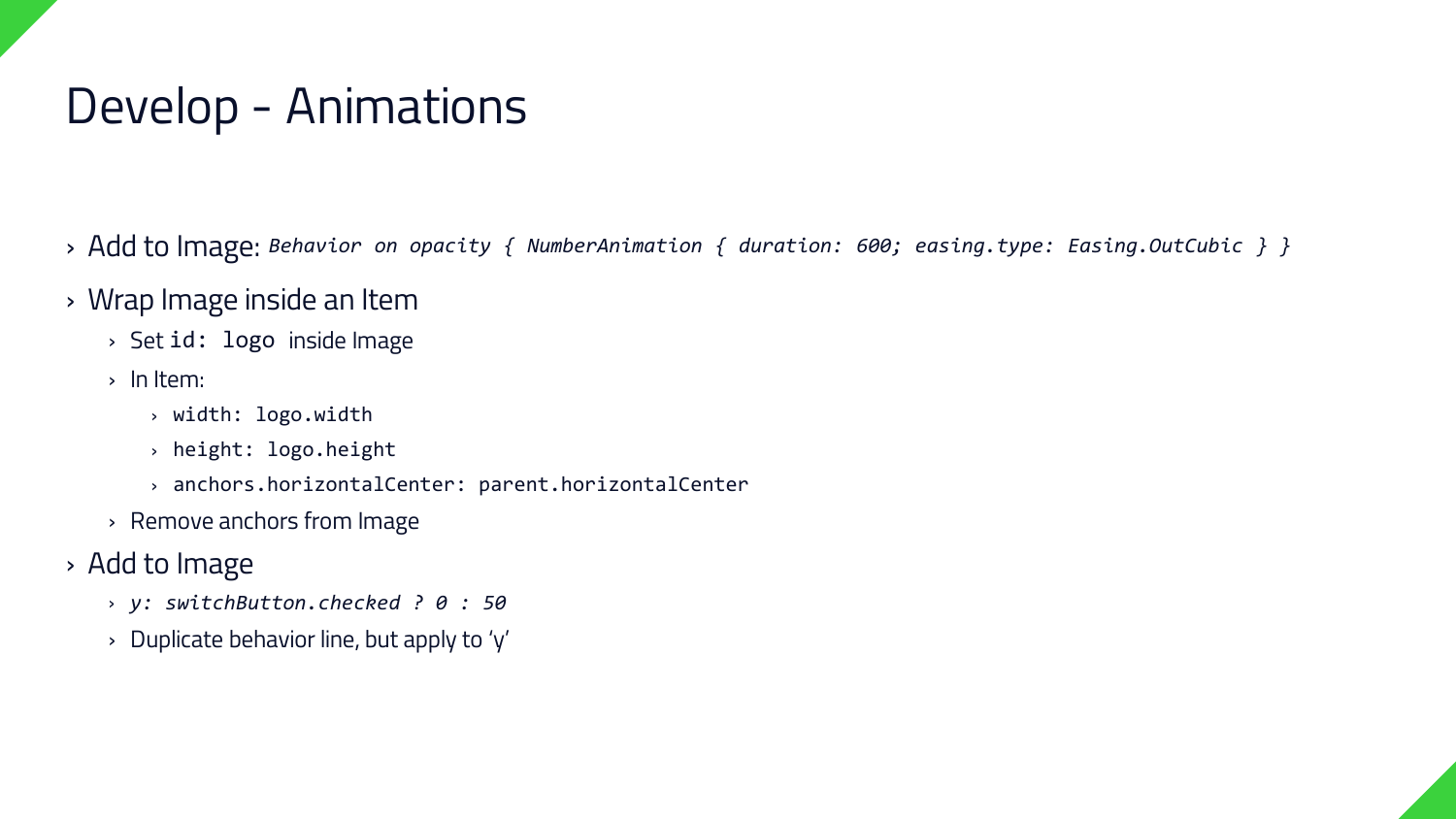# Develop - Animations

- Add to Image: *`Behavior on opacity { NumberAnimation { duration: 600; easing.type: Easing.OutCubic } }`*
- Wrap Image inside an Item
  - Set `id: logo` inside Image
  - In Item:
    - `width: logo.width`
    - `height: logo.height`
    - `anchors.horizontalCenter: parent.horizontalCenter`
  - Remove anchors from Image
- Add to Image
  - *`y: switchButton.checked ? 0 : 50`*
  - Duplicate behavior line, but apply to ‘y’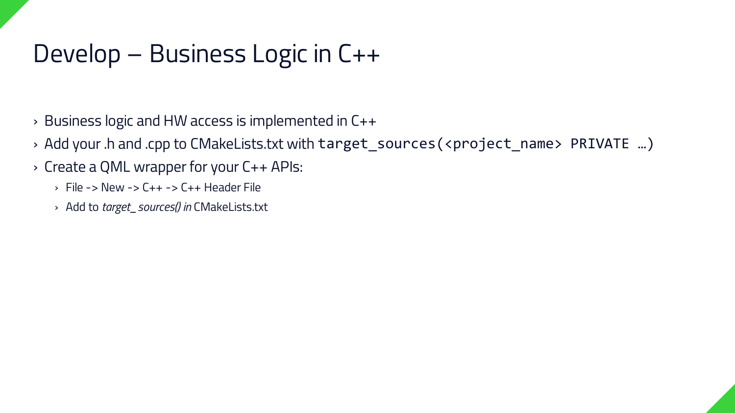# Develop – Business Logic in C++

- Business logic and HW access is implemented in C++
- Add your .h and .cpp to CMakeLists.txt with `target_sources(<project_name> PRIVATE …)`
- Create a QML wrapper for your C++ APIs:
  - File -> New -> C++ -> C++ Header File
  - Add to *target_ sources() in* CMakeLists.txt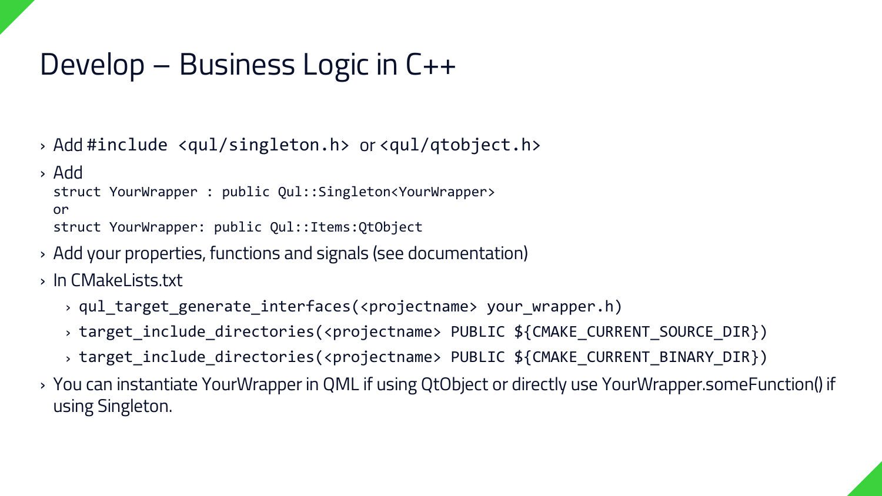# Develop – Business Logic in C++

- Add `#include <qul/singleton.h>` or `<qul/qtobject.h>`
- Add
  ```
  struct YourWrapper : public Qul::Singleton<YourWrapper>
  or
  struct YourWrapper: public Qul::Items:QtObject
  ```
- Add your properties, functions and signals (see documentation)
- In CMakeLists.txt
  - `qul_target_generate_interfaces(<projectname> your_wrapper.h)`
  - `target_include_directories(<projectname> PUBLIC ${CMAKE_CURRENT_SOURCE_DIR})`
  - `target_include_directories(<projectname> PUBLIC ${CMAKE_CURRENT_BINARY_DIR})`
- You can instantiate YourWrapper in QML if using QtObject or directly use YourWrapper.someFunction() if using Singleton.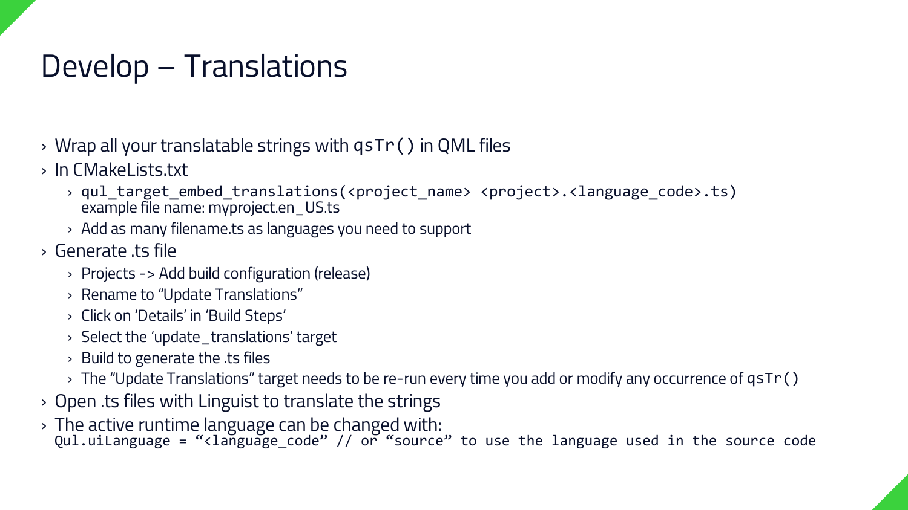# Develop – Translations

- Wrap all your translatable strings with `qsTr()` in QML files
- In CMakeLists.txt
  - `qul_target_embed_translations(<project_name> <project>.<language_code>.ts)`
    example file name: myproject.en_US.ts
  - Add as many filename.ts as languages you need to support
- Generate .ts file
  - Projects -> Add build configuration (release)
  - Rename to "Update Translations"
  - Click on 'Details' in 'Build Steps'
  - Select the 'update_translations' target
  - Build to generate the .ts files
  - The "Update Translations" target needs to be re-run every time you add or modify any occurrence of `qsTr()`
- Open .ts files with Linguist to translate the strings
- The active runtime language can be changed with:
  `Qul.uiLanguage = "<language_code" // or "source" to use the language used in the source code`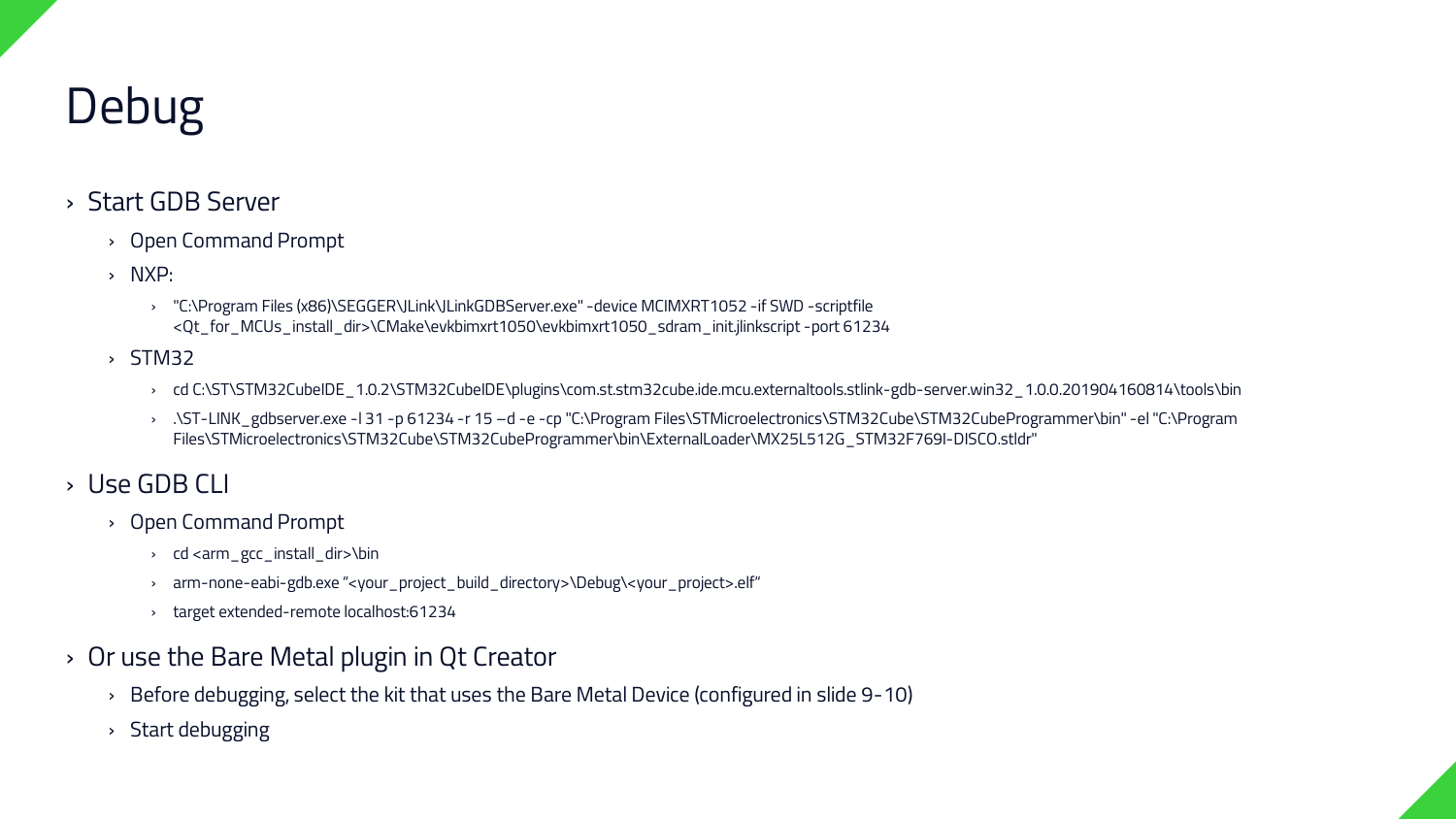# Debug

- Start GDB Server
  - Open Command Prompt
  - NXP:
    - "C:\Program Files (x86)\SEGGER\JLink\JLinkGDBServer.exe" -device MCIMXRT1052 -if SWD -scriptfile <Qt_for_MCUs_install_dir>\CMake\evkbimxrt1050\evkbimxrt1050_sdram_init.jlinkscript -port 61234
  - STM32
    - cd C:\ST\STM32CubeIDE_1.0.2\STM32CubeIDE\plugins\com.st.stm32cube.ide.mcu.externaltools.stlink-gdb-server.win32_1.0.0.201904160814\tools\bin
    - .\ST-LINK_gdbserver.exe -l 31 -p 61234 -r 15 –d -e -cp "C:\Program Files\STMicroelectronics\STM32Cube\STM32CubeProgrammer\bin" -el "C:\Program Files\STMicroelectronics\STM32Cube\STM32CubeProgrammer\bin\ExternalLoader\MX25L512G_STM32F769I-DISCO.stldr"
- Use GDB CLI
  - Open Command Prompt
    - cd <arm_gcc_install_dir>\bin
    - arm-none-eabi-gdb.exe "<your_project_build_directory>\Debug\<your_project>.elf"
    - target extended-remote localhost:61234
- Or use the Bare Metal plugin in Qt Creator
  - Before debugging, select the kit that uses the Bare Metal Device (configured in slide 9-10)
  - Start debugging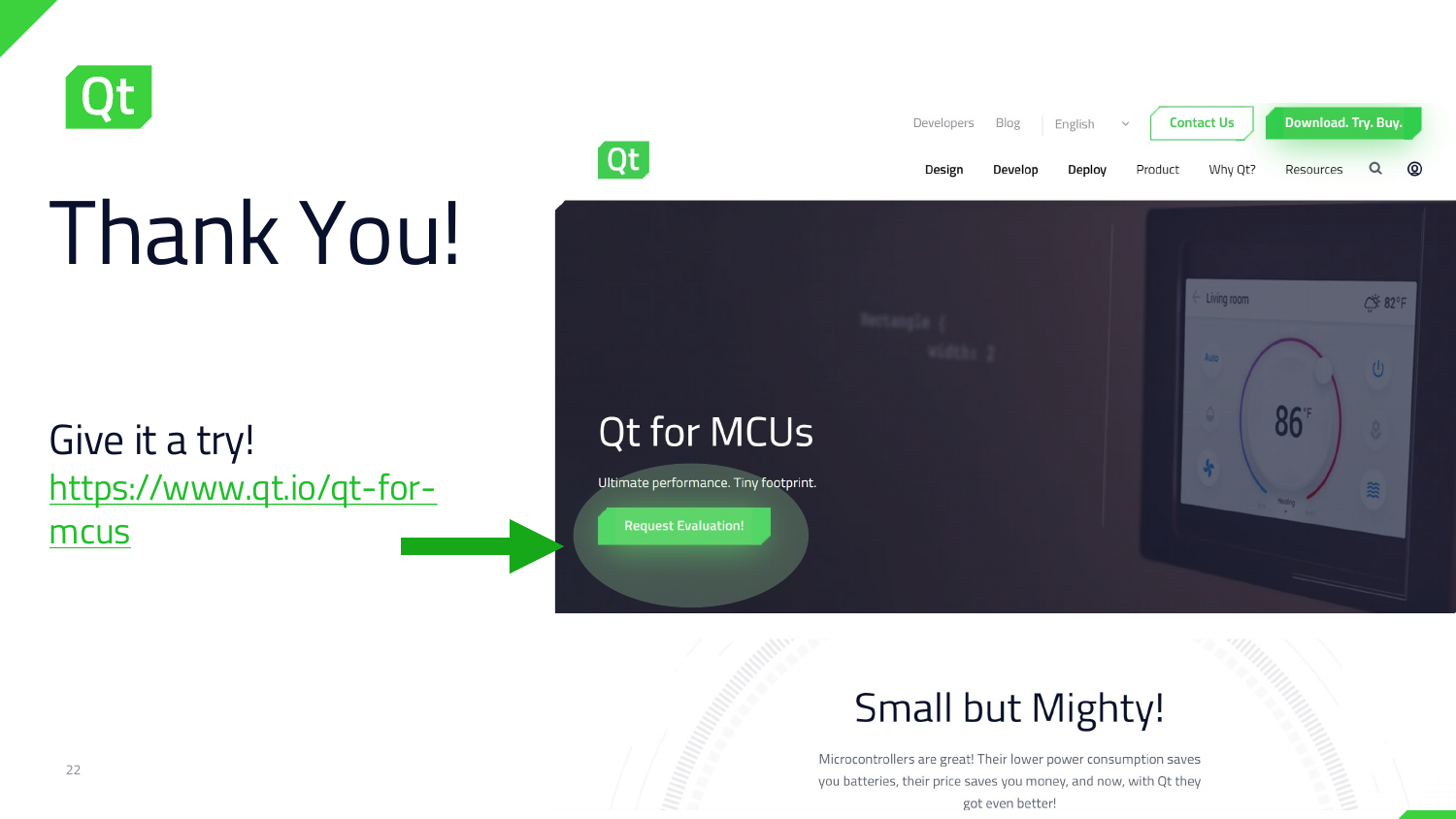# Thank You!

Give it a try!
https://www.qt.io/qt-for-mcus